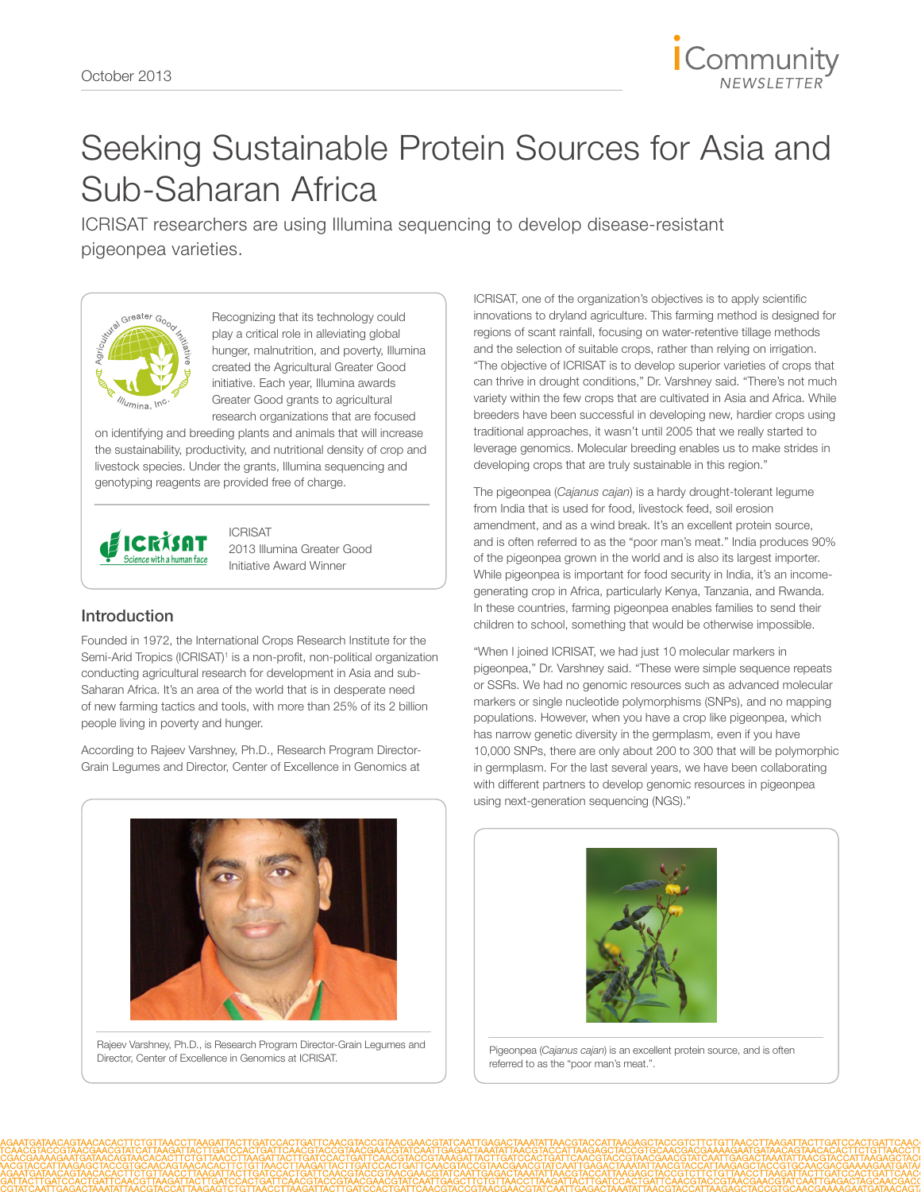# Seeking Sustainable Protein Sources for Asia and Sub-Saharan Africa

ICRISAT researchers are using Illumina sequencing to develop disease-resistant pigeonpea varieties.

Recognizing that its technology could play a critical role in alleviating global hunger, malnutrition, and poverty, Illumina created the Agricultural Greater Good initiative. Each year, Illumina awards Greater Good grants to agricultural research organizations that are focused on identifying and breeding plants and animals that will increase the sustainability, productivity, and nutritional density of crop and livestock species. Under the grants, Illumina sequencing and genotyping reagents are provided free of charge.

ICRISAT
2013 Illumina Greater Good Initiative Award Winner

## Introduction

Founded in 1972, the International Crops Research Institute for the Semi-Arid Tropics (ICRISAT)[1] is a non-profit, non-political organization conducting agricultural research for development in Asia and sub-Saharan Africa. It's an area of the world that is in desperate need of new farming tactics and tools, with more than 25% of its 2 billion people living in poverty and hunger.

According to Rajeev Varshney, Ph.D., Research Program Director-Grain Legumes and Director, Center of Excellence in Genomics at ICRISAT, one of the organization's objectives is to apply scientific innovations to dryland agriculture. This farming method is designed for regions of scant rainfall, focusing on water-retentive tillage methods and the selection of suitable crops, rather than relying on irrigation. "The objective of ICRISAT is to develop superior varieties of crops that can thrive in drought conditions," Dr. Varshney said. "There's not much variety within the few crops that are cultivated in Asia and Africa. While breeders have been successful in developing new, hardier crops using traditional approaches, it wasn't until 2005 that we really started to leverage genomics. Molecular breeding enables us to make strides in developing crops that are truly sustainable in this region."

Rajeev Varshney, Ph.D., is Research Program Director-Grain Legumes and Director, Center of Excellence in Genomics at ICRISAT.

The pigeonpea (*Cajanus cajan*) is a hardy drought-tolerant legume from India that is used for food, livestock feed, soil erosion amendment, and as a wind break. It's an excellent protein source, and is often referred to as the "poor man's meat." India produces 90% of the pigeonpea grown in the world and is also its largest importer. While pigeonpea is important for food security in India, it's an income-generating crop in Africa, particularly Kenya, Tanzania, and Rwanda. In these countries, farming pigeonpea enables families to send their children to school, something that would be otherwise impossible.

"When I joined ICRISAT, we had just 10 molecular markers in pigeonpea," Dr. Varshney said. "These were simple sequence repeats or SSRs. We had no genomic resources such as advanced molecular markers or single nucleotide polymorphisms (SNPs), and no mapping populations. However, when you have a crop like pigeonpea, which has narrow genetic diversity in the germplasm, even if you have 10,000 SNPs, there are only about 200 to 300 that will be polymorphic in germplasm. For the last several years, we have been collaborating with different partners to develop genomic resources in pigeonpea using next-generation sequencing (NGS)."

Pigeonpea (*Cajanus cajan*) is an excellent protein source, and is often referred to as the "poor man's meat.".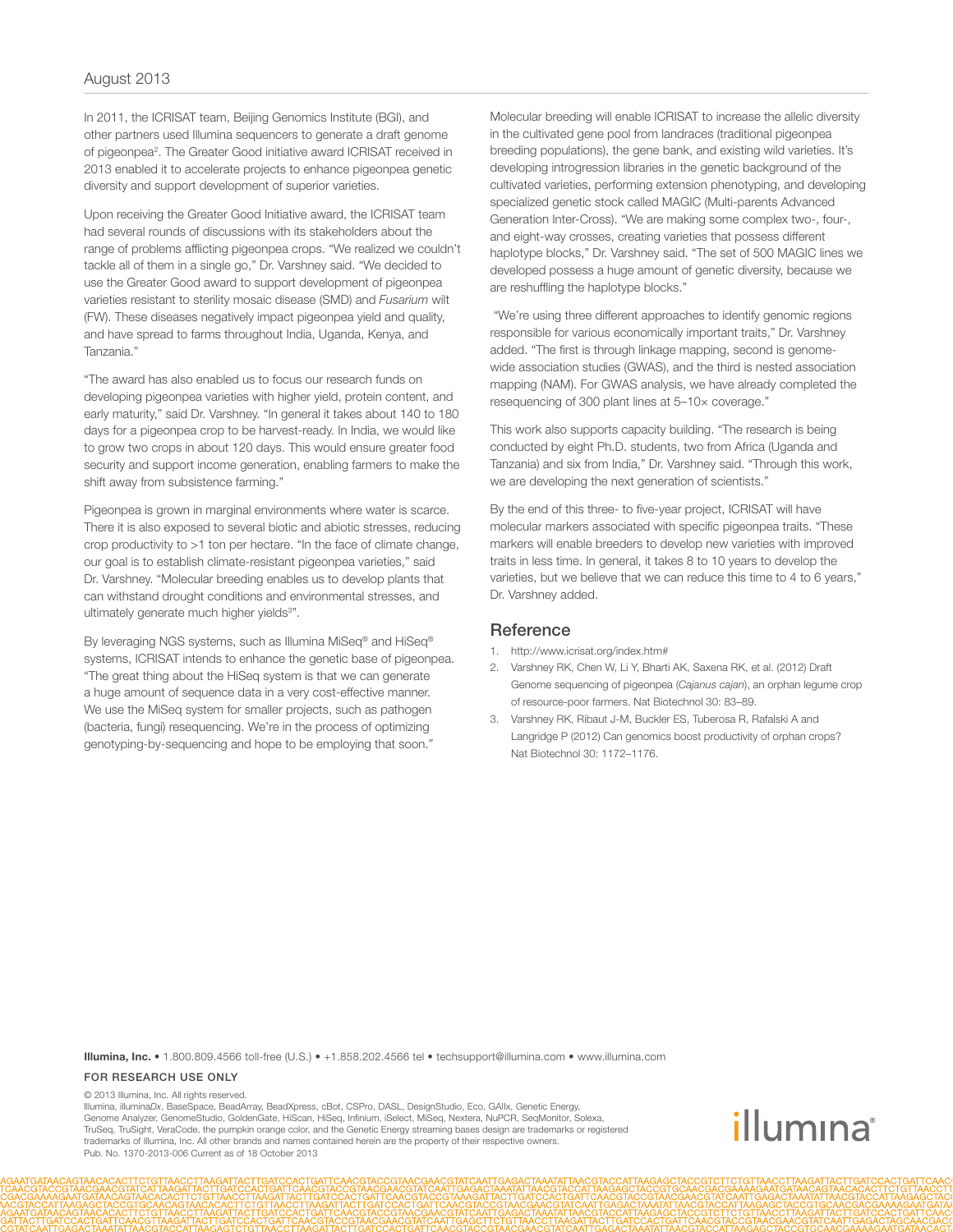In 2011, the ICRISAT team, Beijing Genomics Institute (BGI), and other partners used Illumina sequencers to generate a draft genome of pigeonpea[2]. The Greater Good initiative award ICRISAT received in 2013 enabled it to accelerate projects to enhance pigeonpea genetic diversity and support development of superior varieties.

Upon receiving the Greater Good Initiative award, the ICRISAT team had several rounds of discussions with its stakeholders about the range of problems afflicting pigeonpea crops. "We realized we couldn't tackle all of them in a single go," Dr. Varshney said. "We decided to use the Greater Good award to support development of pigeonpea varieties resistant to sterility mosaic disease (SMD) and *Fusarium* wilt (FW). These diseases negatively impact pigeonpea yield and quality, and have spread to farms throughout India, Uganda, Kenya, and Tanzania."

"The award has also enabled us to focus our research funds on developing pigeonpea varieties with higher yield, protein content, and early maturity," said Dr. Varshney. "In general it takes about 140 to 180 days for a pigeonpea crop to be harvest-ready. In India, we would like to grow two crops in about 120 days. This would ensure greater food security and support income generation, enabling farmers to make the shift away from subsistence farming."

Pigeonpea is grown in marginal environments where water is scarce. There it is also exposed to several biotic and abiotic stresses, reducing crop productivity to >1 ton per hectare. "In the face of climate change, our goal is to establish climate-resistant pigeonpea varieties," said Dr. Varshney. "Molecular breeding enables us to develop plants that can withstand drought conditions and environmental stresses, and ultimately generate much higher yields[3]".

By leveraging NGS systems, such as Illumina MiSeq® and HiSeq® systems, ICRISAT intends to enhance the genetic base of pigeonpea. "The great thing about the HiSeq system is that we can generate a huge amount of sequence data in a very cost-effective manner. We use the MiSeq system for smaller projects, such as pathogen (bacteria, fungi) resequencing. We're in the process of optimizing genotyping-by-sequencing and hope to be employing that soon."

Molecular breeding will enable ICRISAT to increase the allelic diversity in the cultivated gene pool from landraces (traditional pigeonpea breeding populations), the gene bank, and existing wild varieties. It's developing introgression libraries in the genetic background of the cultivated varieties, performing extension phenotyping, and developing specialized genetic stock called MAGIC (Multi-parents Advanced Generation Inter-Cross). "We are making some complex two-, four-, and eight-way crosses, creating varieties that possess different haplotype blocks," Dr. Varshney said. "The set of 500 MAGIC lines we developed possess a huge amount of genetic diversity, because we are reshuffling the haplotype blocks."

"We're using three different approaches to identify genomic regions responsible for various economically important traits," Dr. Varshney added. "The first is through linkage mapping, second is genome-wide association studies (GWAS), and the third is nested association mapping (NAM). For GWAS analysis, we have already completed the resequencing of 300 plant lines at 5–10× coverage."

This work also supports capacity building. "The research is being conducted by eight Ph.D. students, two from Africa (Uganda and Tanzania) and six from India," Dr. Varshney said. "Through this work, we are developing the next generation of scientists."

By the end of this three- to five-year project, ICRISAT will have molecular markers associated with specific pigeonpea traits. "These markers will enable breeders to develop new varieties with improved traits in less time. In general, it takes 8 to 10 years to develop the varieties, but we believe that we can reduce this time to 4 to 6 years," Dr. Varshney added.

## Reference

1. http://www.icrisat.org/index.htm#
2. Varshney RK, Chen W, Li Y, Bharti AK, Saxena RK, et al. (2012) Draft Genome sequencing of pigeonpea (*Cajanus cajan*), an orphan legume crop of resource-poor farmers. Nat Biotechnol 30: 83–89.
3. Varshney RK, Ribaut J-M, Buckler ES, Tuberosa R, Rafalski A and Langridge P (2012) Can genomics boost productivity of orphan crops? Nat Biotechnol 30: 1172–1176.

**Illumina, Inc.** • 1.800.809.4566 toll-free (U.S.) • +1.858.202.4566 tel • techsupport@illumina.com • www.illumina.com

FOR RESEARCH USE ONLY

© 2013 Illumina, Inc. All rights reserved.
Illumina, illumina*Dx*, BaseSpace, BeadArray, BeadXpress, cBot, CSPro, DASL, DesignStudio, Eco, GAIIx, Genetic Energy, Genome Analyzer, GenomeStudio, GoldenGate, HiScan, HiSeq, Infinium, iSelect, MiSeq, Nextera, NuPCR, SeqMonitor, Solexa, TruSeq, TruSight, VeraCode, the pumpkin orange color, and the Genetic Energy streaming bases design are trademarks or registered trademarks of Illumina, Inc. All other brands and names contained herein are the property of their respective owners.
Pub. No. 1370-2013-006 Current as of 18 October 2013